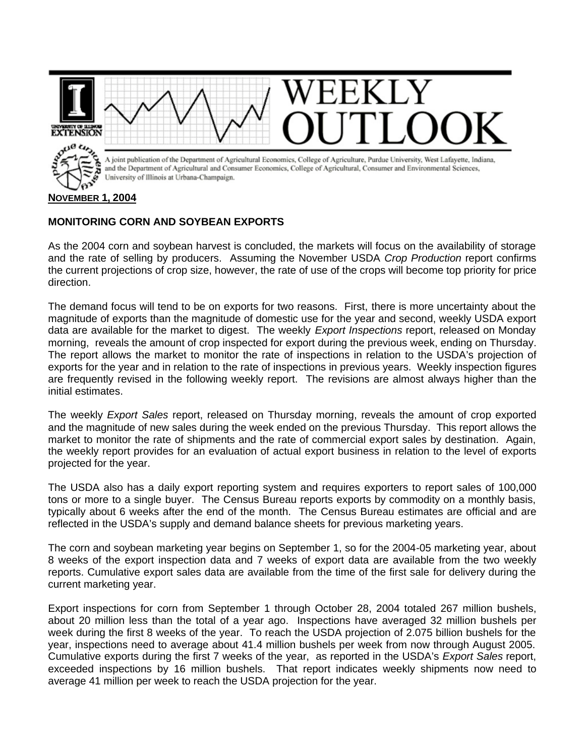# WEEKLY OUTLOOK

A joint publication of the Department of Agricultural Economics, College of Agriculture, Purdue University, West Lafayette, Indiana, and the Department of Agricultural and Consumer Economics, College of Agricultural, Consumer and Environmental Sciences, University of Illinois at Urbana-Champaign.

**NOVEMBER 1, 2004**

## MONITORING CORN AND SOYBEAN EXPORTS

As the 2004 corn and soybean harvest is concluded, the markets will focus on the availability of storage and the rate of selling by producers. Assuming the November USDA *Crop Production* report confirms the current projections of crop size, however, the rate of use of the crops will become top priority for price direction.

The demand focus will tend to be on exports for two reasons. First, there is more uncertainty about the magnitude of exports than the magnitude of domestic use for the year and second, weekly USDA export data are available for the market to digest. The weekly *Export Inspections* report, released on Monday morning, reveals the amount of crop inspected for export during the previous week, ending on Thursday. The report allows the market to monitor the rate of inspections in relation to the USDA's projection of exports for the year and in relation to the rate of inspections in previous years. Weekly inspection figures are frequently revised in the following weekly report. The revisions are almost always higher than the initial estimates.

The weekly *Export Sales* report, released on Thursday morning, reveals the amount of crop exported and the magnitude of new sales during the week ended on the previous Thursday. This report allows the market to monitor the rate of shipments and the rate of commercial export sales by destination. Again, the weekly report provides for an evaluation of actual export business in relation to the level of exports projected for the year.

The USDA also has a daily export reporting system and requires exporters to report sales of 100,000 tons or more to a single buyer. The Census Bureau reports exports by commodity on a monthly basis, typically about 6 weeks after the end of the month. The Census Bureau estimates are official and are reflected in the USDA's supply and demand balance sheets for previous marketing years.

The corn and soybean marketing year begins on September 1, so for the 2004-05 marketing year, about 8 weeks of the export inspection data and 7 weeks of export data are available from the two weekly reports. Cumulative export sales data are available from the time of the first sale for delivery during the current marketing year.

Export inspections for corn from September 1 through October 28, 2004 totaled 267 million bushels, about 20 million less than the total of a year ago. Inspections have averaged 32 million bushels per week during the first 8 weeks of the year. To reach the USDA projection of 2.075 billion bushels for the year, inspections need to average about 41.4 million bushels per week from now through August 2005. Cumulative exports during the first 7 weeks of the year, as reported in the USDA's *Export Sales* report, exceeded inspections by 16 million bushels. That report indicates weekly shipments now need to average 41 million per week to reach the USDA projection for the year.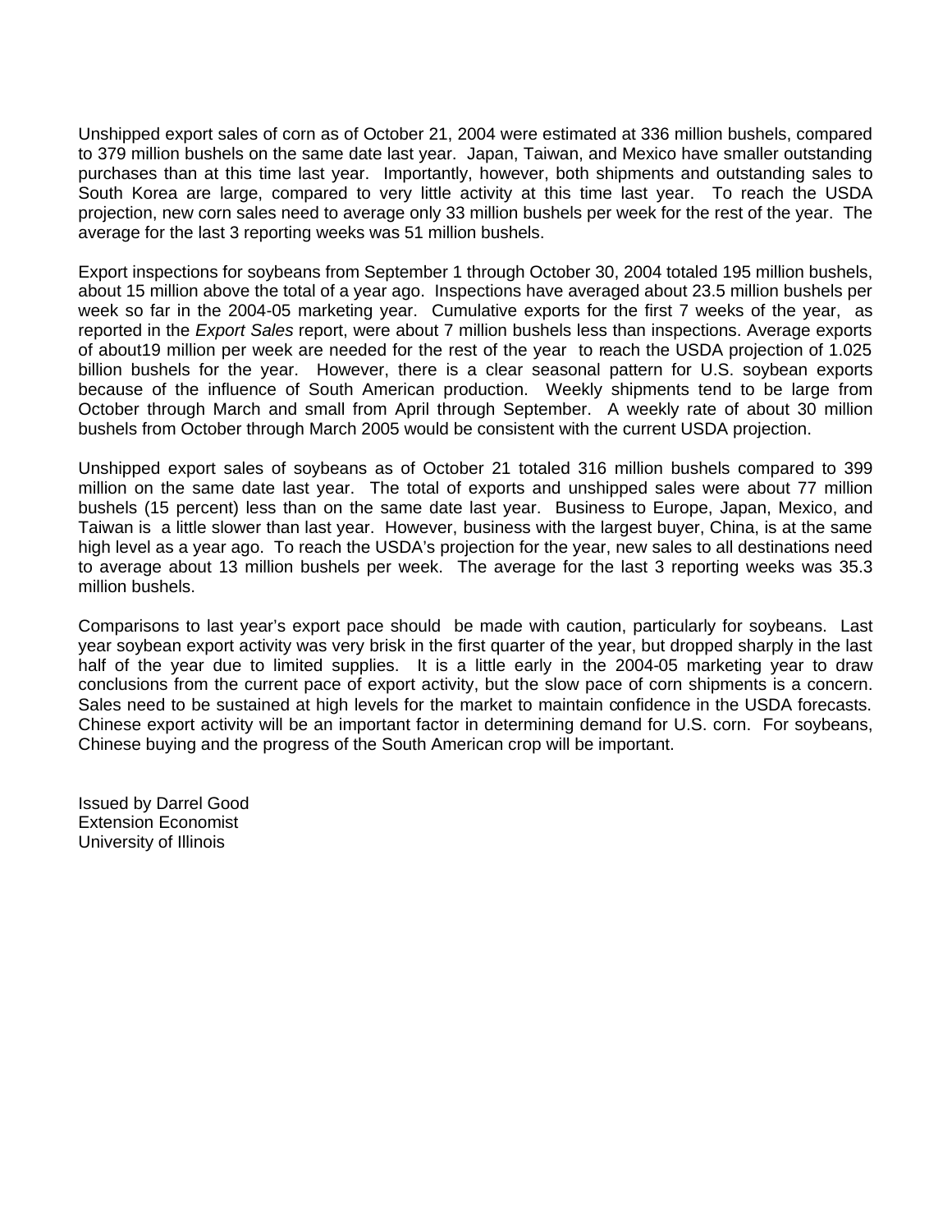Unshipped export sales of corn as of October 21, 2004 were estimated at 336 million bushels, compared to 379 million bushels on the same date last year. Japan, Taiwan, and Mexico have smaller outstanding purchases than at this time last year. Importantly, however, both shipments and outstanding sales to South Korea are large, compared to very little activity at this time last year. To reach the USDA projection, new corn sales need to average only 33 million bushels per week for the rest of the year. The average for the last 3 reporting weeks was 51 million bushels.

Export inspections for soybeans from September 1 through October 30, 2004 totaled 195 million bushels, about 15 million above the total of a year ago. Inspections have averaged about 23.5 million bushels per week so far in the 2004-05 marketing year. Cumulative exports for the first 7 weeks of the year, as reported in the *Export Sales* report, were about 7 million bushels less than inspections. Average exports of about19 million per week are needed for the rest of the year to reach the USDA projection of 1.025 billion bushels for the year. However, there is a clear seasonal pattern for U.S. soybean exports because of the influence of South American production. Weekly shipments tend to be large from October through March and small from April through September. A weekly rate of about 30 million bushels from October through March 2005 would be consistent with the current USDA projection.

Unshipped export sales of soybeans as of October 21 totaled 316 million bushels compared to 399 million on the same date last year. The total of exports and unshipped sales were about 77 million bushels (15 percent) less than on the same date last year. Business to Europe, Japan, Mexico, and Taiwan is a little slower than last year. However, business with the largest buyer, China, is at the same high level as a year ago. To reach the USDA's projection for the year, new sales to all destinations need to average about 13 million bushels per week. The average for the last 3 reporting weeks was 35.3 million bushels.

Comparisons to last year's export pace should be made with caution, particularly for soybeans. Last year soybean export activity was very brisk in the first quarter of the year, but dropped sharply in the last half of the year due to limited supplies. It is a little early in the 2004-05 marketing year to draw conclusions from the current pace of export activity, but the slow pace of corn shipments is a concern. Sales need to be sustained at high levels for the market to maintain confidence in the USDA forecasts. Chinese export activity will be an important factor in determining demand for U.S. corn. For soybeans, Chinese buying and the progress of the South American crop will be important.

Issued by Darrel Good
Extension Economist
University of Illinois